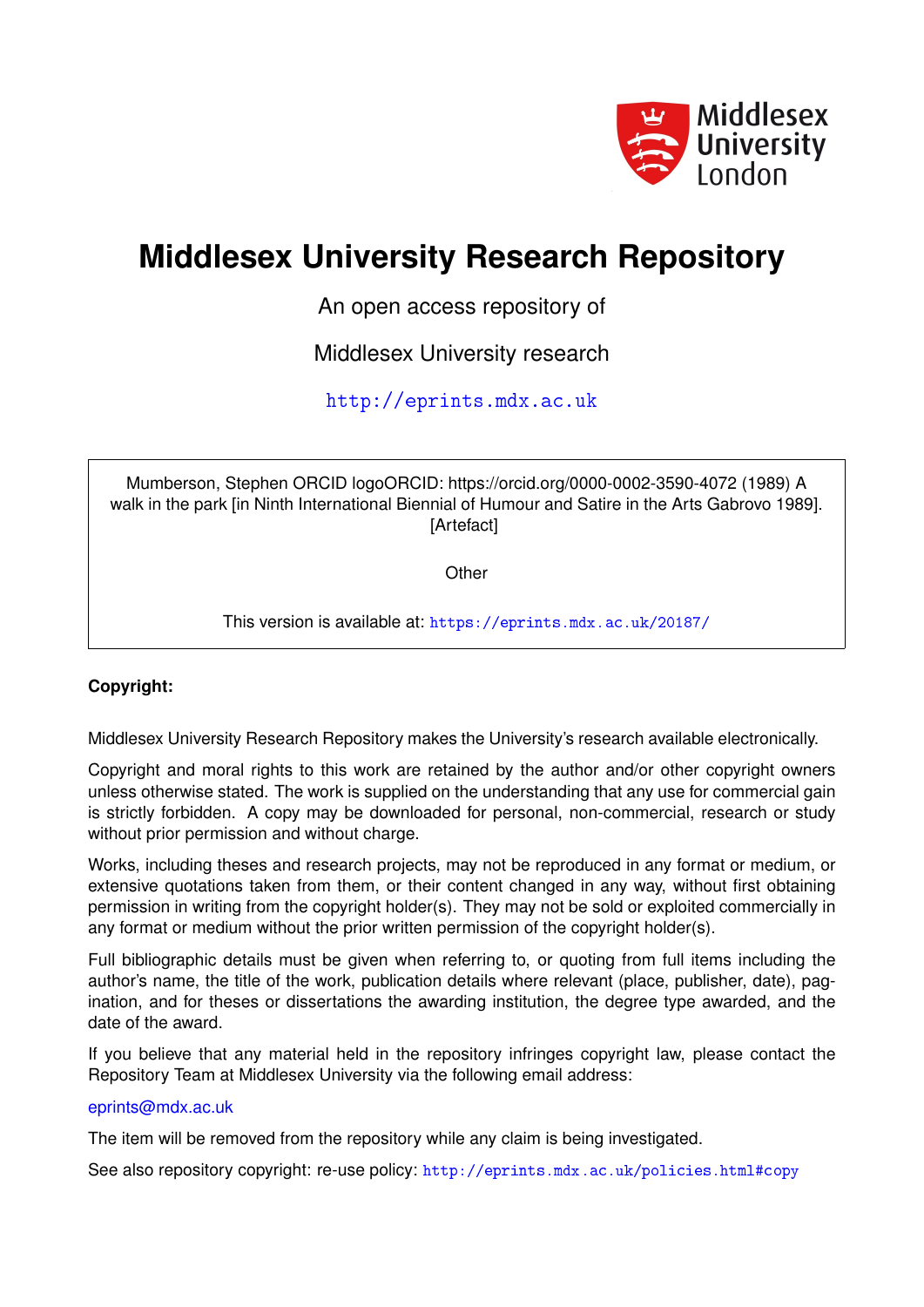Middlesex University London

# Middlesex University Research Repository

An open access repository of

Middlesex University research

http://eprints.mdx.ac.uk

Mumberson, Stephen ORCID logoORCID: https://orcid.org/0000-0002-3590-4072 (1989) A walk in the park [in Ninth International Biennial of Humour and Satire in the Arts Gabrovo 1989]. [Artefact]

Other

This version is available at: https://eprints.mdx.ac.uk/20187/

**Copyright:**

Middlesex University Research Repository makes the University's research available electronically.

Copyright and moral rights to this work are retained by the author and/or other copyright owners unless otherwise stated. The work is supplied on the understanding that any use for commercial gain is strictly forbidden. A copy may be downloaded for personal, non-commercial, research or study without prior permission and without charge.

Works, including theses and research projects, may not be reproduced in any format or medium, or extensive quotations taken from them, or their content changed in any way, without first obtaining permission in writing from the copyright holder(s). They may not be sold or exploited commercially in any format or medium without the prior written permission of the copyright holder(s).

Full bibliographic details must be given when referring to, or quoting from full items including the author's name, the title of the work, publication details where relevant (place, publisher, date), pagination, and for theses or dissertations the awarding institution, the degree type awarded, and the date of the award.

If you believe that any material held in the repository infringes copyright law, please contact the Repository Team at Middlesex University via the following email address:

eprints@mdx.ac.uk

The item will be removed from the repository while any claim is being investigated.

See also repository copyright: re-use policy: http://eprints.mdx.ac.uk/policies.html#copy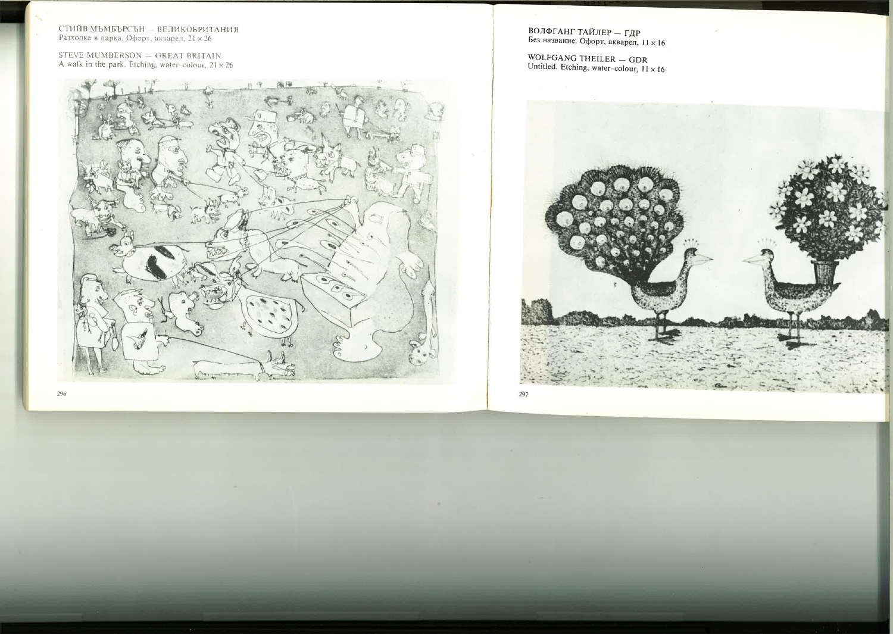СТИЙВ МЪМБЪРСЪН — ВЕЛИКОБРИТАНИЯ
Разходка в парка. Офорт, акварел, 21 × 26

STEVE MUMBERSON — GREAT BRITAIN
A walk in the park. Etching, water-colour, 21 × 26

ВОЛФГАНГ ТАЙЛЕР — ГДР
Без название. Офорт, акварел, 11 × 16

WOLFGANG THEILER — GDR
Untitled. Etching, water-colour, 11 × 16